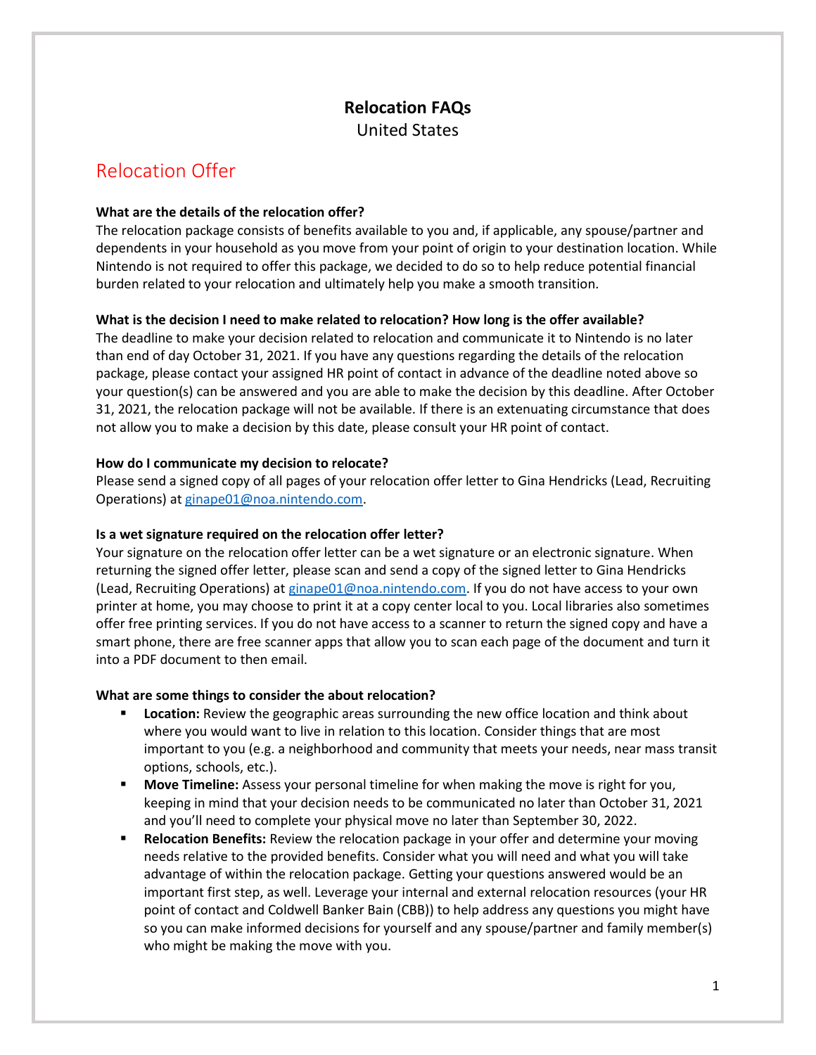# Relocation FAQs

United States

## Relocation Offer

**What are the details of the relocation offer?**

The relocation package consists of benefits available to you and, if applicable, any spouse/partner and dependents in your household as you move from your point of origin to your destination location. While Nintendo is not required to offer this package, we decided to do so to help reduce potential financial burden related to your relocation and ultimately help you make a smooth transition.

**What is the decision I need to make related to relocation? How long is the offer available?**

The deadline to make your decision related to relocation and communicate it to Nintendo is no later than end of day October 31, 2021. If you have any questions regarding the details of the relocation package, please contact your assigned HR point of contact in advance of the deadline noted above so your question(s) can be answered and you are able to make the decision by this deadline. After October 31, 2021, the relocation package will not be available. If there is an extenuating circumstance that does not allow you to make a decision by this date, please consult your HR point of contact.

**How do I communicate my decision to relocate?**

Please send a signed copy of all pages of your relocation offer letter to Gina Hendricks (Lead, Recruiting Operations) at ginape01@noa.nintendo.com.

**Is a wet signature required on the relocation offer letter?**

Your signature on the relocation offer letter can be a wet signature or an electronic signature. When returning the signed offer letter, please scan and send a copy of the signed letter to Gina Hendricks (Lead, Recruiting Operations) at ginape01@noa.nintendo.com. If you do not have access to your own printer at home, you may choose to print it at a copy center local to you. Local libraries also sometimes offer free printing services. If you do not have access to a scanner to return the signed copy and have a smart phone, there are free scanner apps that allow you to scan each page of the document and turn it into a PDF document to then email.

**What are some things to consider the about relocation?**

- **Location:** Review the geographic areas surrounding the new office location and think about where you would want to live in relation to this location. Consider things that are most important to you (e.g. a neighborhood and community that meets your needs, near mass transit options, schools, etc.).
- **Move Timeline:** Assess your personal timeline for when making the move is right for you, keeping in mind that your decision needs to be communicated no later than October 31, 2021 and you'll need to complete your physical move no later than September 30, 2022.
- **Relocation Benefits:** Review the relocation package in your offer and determine your moving needs relative to the provided benefits. Consider what you will need and what you will take advantage of within the relocation package. Getting your questions answered would be an important first step, as well. Leverage your internal and external relocation resources (your HR point of contact and Coldwell Banker Bain (CBB)) to help address any questions you might have so you can make informed decisions for yourself and any spouse/partner and family member(s) who might be making the move with you.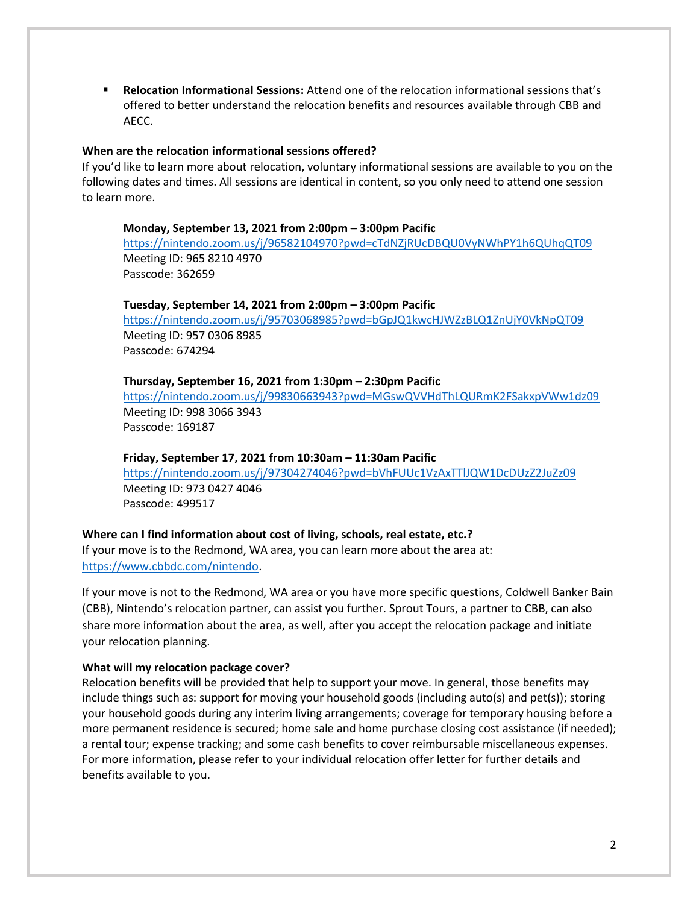- **Relocation Informational Sessions:** Attend one of the relocation informational sessions that's offered to better understand the relocation benefits and resources available through CBB and AECC.

**When are the relocation informational sessions offered?**
If you'd like to learn more about relocation, voluntary informational sessions are available to you on the following dates and times. All sessions are identical in content, so you only need to attend one session to learn more.

> **Monday, September 13, 2021 from 2:00pm – 3:00pm Pacific**
> https://nintendo.zoom.us/j/96582104970?pwd=cTdNZjRUcDBQU0VyNWhPY1h6QUhqQT09
> Meeting ID: 965 8210 4970
> Passcode: 362659
>
> **Tuesday, September 14, 2021 from 2:00pm – 3:00pm Pacific**
> https://nintendo.zoom.us/j/95703068985?pwd=bGpJQ1kwcHJWZzBLQ1ZnUjY0VkNpQT09
> Meeting ID: 957 0306 8985
> Passcode: 674294
>
> **Thursday, September 16, 2021 from 1:30pm – 2:30pm Pacific**
> https://nintendo.zoom.us/j/99830663943?pwd=MGswQVVHdThLQURmK2FSakxpVWw1dz09
> Meeting ID: 998 3066 3943
> Passcode: 169187
>
> **Friday, September 17, 2021 from 10:30am – 11:30am Pacific**
> https://nintendo.zoom.us/j/97304274046?pwd=bVhFUUc1VzAxTTlJQW1DcDUzZ2JuZz09
> Meeting ID: 973 0427 4046
> Passcode: 499517

**Where can I find information about cost of living, schools, real estate, etc.?**
If your move is to the Redmond, WA area, you can learn more about the area at: https://www.cbbdc.com/nintendo.

If your move is not to the Redmond, WA area or you have more specific questions, Coldwell Banker Bain (CBB), Nintendo's relocation partner, can assist you further. Sprout Tours, a partner to CBB, can also share more information about the area, as well, after you accept the relocation package and initiate your relocation planning.

**What will my relocation package cover?**
Relocation benefits will be provided that help to support your move. In general, those benefits may include things such as: support for moving your household goods (including auto(s) and pet(s)); storing your household goods during any interim living arrangements; coverage for temporary housing before a more permanent residence is secured; home sale and home purchase closing cost assistance (if needed); a rental tour; expense tracking; and some cash benefits to cover reimbursable miscellaneous expenses. For more information, please refer to your individual relocation offer letter for further details and benefits available to you.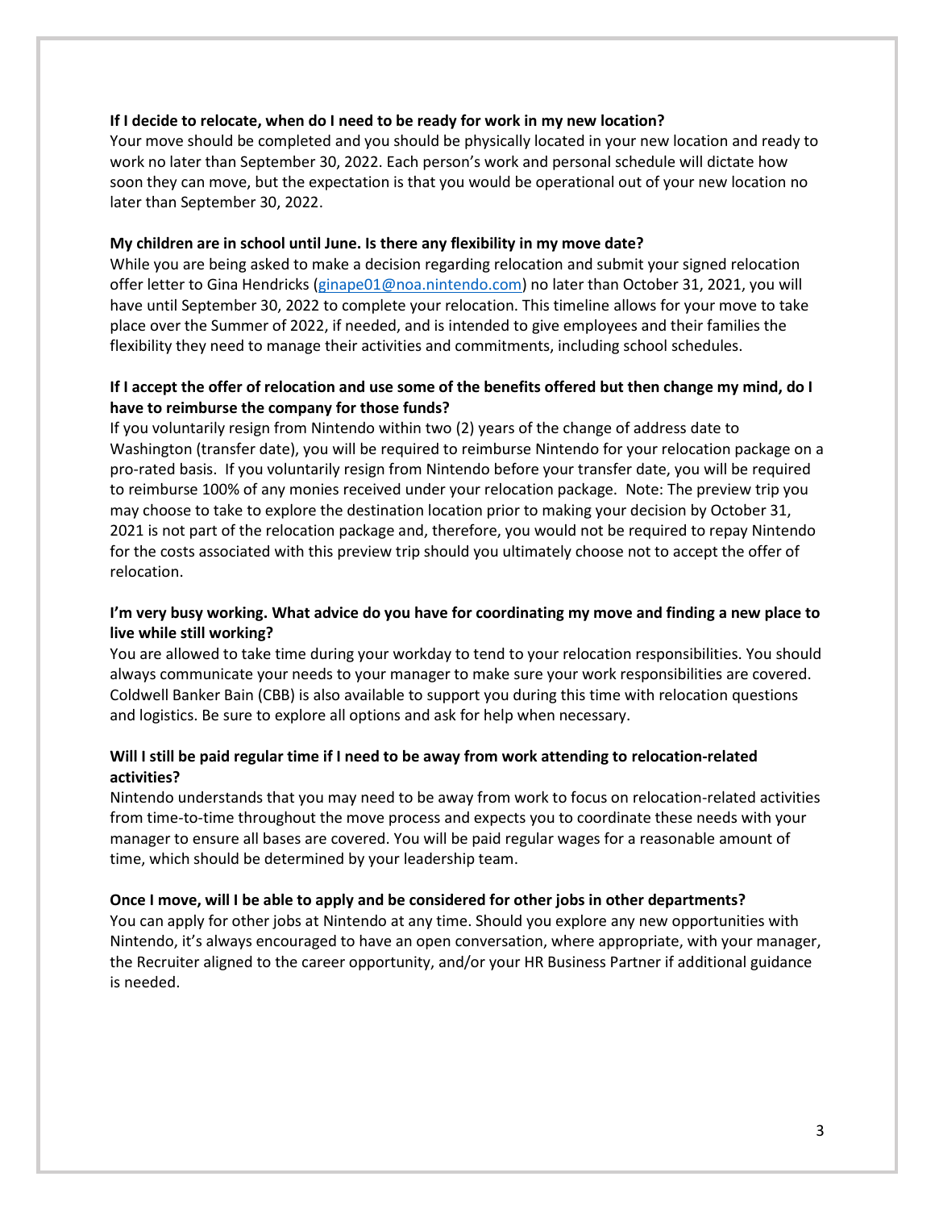**If I decide to relocate, when do I need to be ready for work in my new location?**

Your move should be completed and you should be physically located in your new location and ready to work no later than September 30, 2022. Each person's work and personal schedule will dictate how soon they can move, but the expectation is that you would be operational out of your new location no later than September 30, 2022.

**My children are in school until June. Is there any flexibility in my move date?**

While you are being asked to make a decision regarding relocation and submit your signed relocation offer letter to Gina Hendricks (ginape01@noa.nintendo.com) no later than October 31, 2021, you will have until September 30, 2022 to complete your relocation. This timeline allows for your move to take place over the Summer of 2022, if needed, and is intended to give employees and their families the flexibility they need to manage their activities and commitments, including school schedules.

**If I accept the offer of relocation and use some of the benefits offered but then change my mind, do I have to reimburse the company for those funds?**

If you voluntarily resign from Nintendo within two (2) years of the change of address date to Washington (transfer date), you will be required to reimburse Nintendo for your relocation package on a pro-rated basis. If you voluntarily resign from Nintendo before your transfer date, you will be required to reimburse 100% of any monies received under your relocation package. Note: The preview trip you may choose to take to explore the destination location prior to making your decision by October 31, 2021 is not part of the relocation package and, therefore, you would not be required to repay Nintendo for the costs associated with this preview trip should you ultimately choose not to accept the offer of relocation.

**I'm very busy working. What advice do you have for coordinating my move and finding a new place to live while still working?**

You are allowed to take time during your workday to tend to your relocation responsibilities. You should always communicate your needs to your manager to make sure your work responsibilities are covered. Coldwell Banker Bain (CBB) is also available to support you during this time with relocation questions and logistics. Be sure to explore all options and ask for help when necessary.

**Will I still be paid regular time if I need to be away from work attending to relocation-related activities?**

Nintendo understands that you may need to be away from work to focus on relocation-related activities from time-to-time throughout the move process and expects you to coordinate these needs with your manager to ensure all bases are covered. You will be paid regular wages for a reasonable amount of time, which should be determined by your leadership team.

**Once I move, will I be able to apply and be considered for other jobs in other departments?**

You can apply for other jobs at Nintendo at any time. Should you explore any new opportunities with Nintendo, it's always encouraged to have an open conversation, where appropriate, with your manager, the Recruiter aligned to the career opportunity, and/or your HR Business Partner if additional guidance is needed.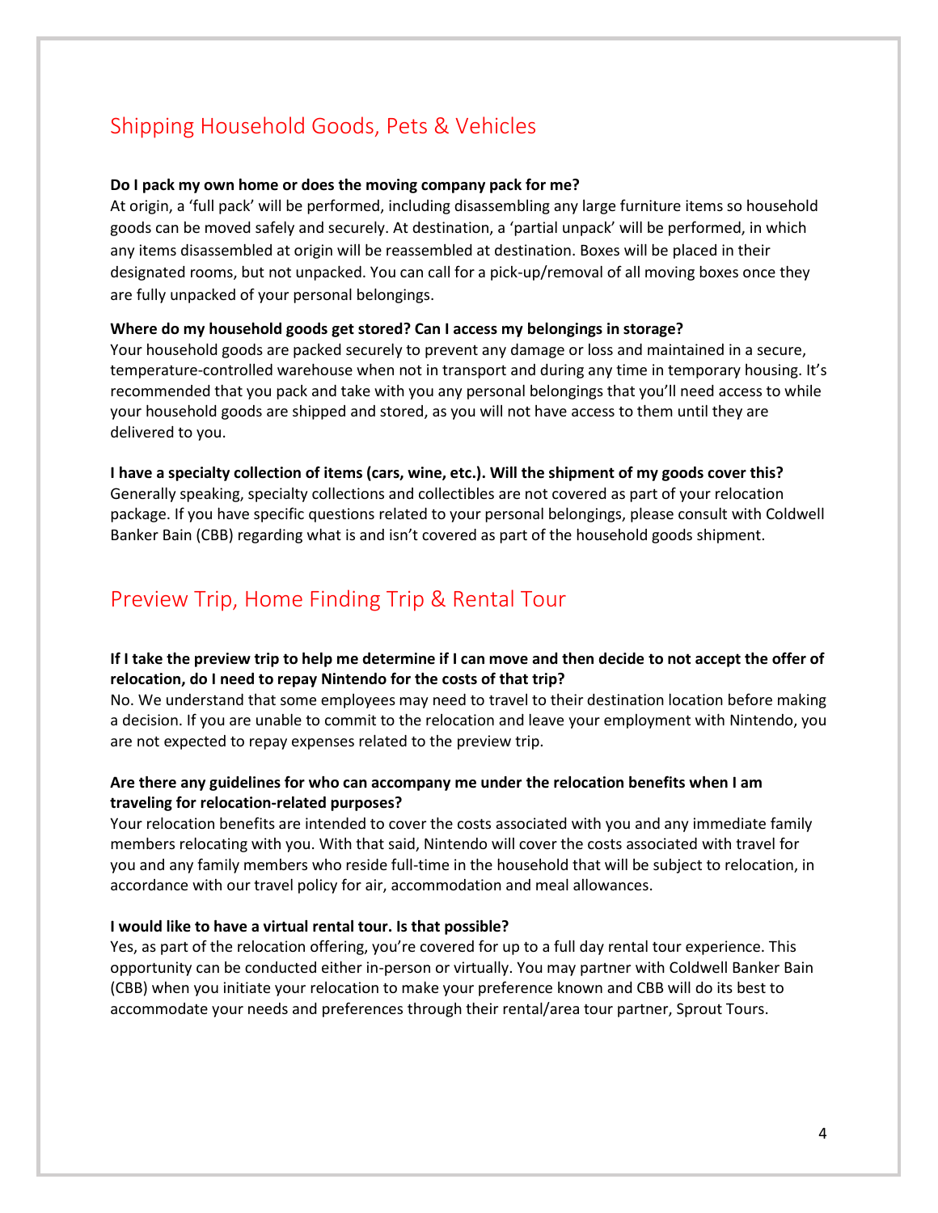## Shipping Household Goods, Pets & Vehicles

**Do I pack my own home or does the moving company pack for me?**
At origin, a 'full pack' will be performed, including disassembling any large furniture items so household goods can be moved safely and securely. At destination, a 'partial unpack' will be performed, in which any items disassembled at origin will be reassembled at destination. Boxes will be placed in their designated rooms, but not unpacked. You can call for a pick-up/removal of all moving boxes once they are fully unpacked of your personal belongings.

**Where do my household goods get stored? Can I access my belongings in storage?**
Your household goods are packed securely to prevent any damage or loss and maintained in a secure, temperature-controlled warehouse when not in transport and during any time in temporary housing. It's recommended that you pack and take with you any personal belongings that you'll need access to while your household goods are shipped and stored, as you will not have access to them until they are delivered to you.

**I have a specialty collection of items (cars, wine, etc.). Will the shipment of my goods cover this?**
Generally speaking, specialty collections and collectibles are not covered as part of your relocation package. If you have specific questions related to your personal belongings, please consult with Coldwell Banker Bain (CBB) regarding what is and isn't covered as part of the household goods shipment.

## Preview Trip, Home Finding Trip & Rental Tour

**If I take the preview trip to help me determine if I can move and then decide to not accept the offer of relocation, do I need to repay Nintendo for the costs of that trip?**
No. We understand that some employees may need to travel to their destination location before making a decision. If you are unable to commit to the relocation and leave your employment with Nintendo, you are not expected to repay expenses related to the preview trip.

**Are there any guidelines for who can accompany me under the relocation benefits when I am traveling for relocation-related purposes?**
Your relocation benefits are intended to cover the costs associated with you and any immediate family members relocating with you. With that said, Nintendo will cover the costs associated with travel for you and any family members who reside full-time in the household that will be subject to relocation, in accordance with our travel policy for air, accommodation and meal allowances.

**I would like to have a virtual rental tour. Is that possible?**
Yes, as part of the relocation offering, you're covered for up to a full day rental tour experience. This opportunity can be conducted either in-person or virtually. You may partner with Coldwell Banker Bain (CBB) when you initiate your relocation to make your preference known and CBB will do its best to accommodate your needs and preferences through their rental/area tour partner, Sprout Tours.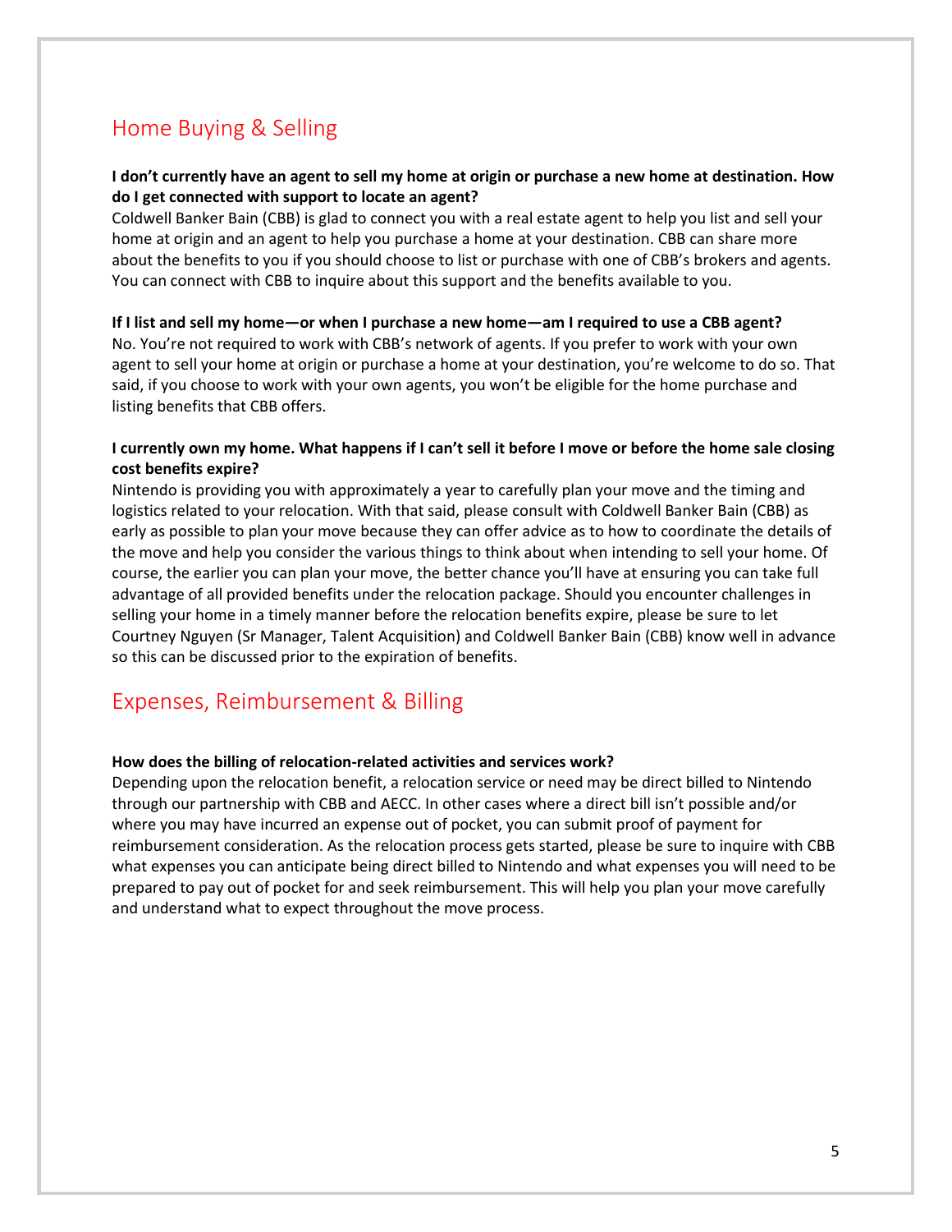## Home Buying & Selling

**I don't currently have an agent to sell my home at origin or purchase a new home at destination. How do I get connected with support to locate an agent?**

Coldwell Banker Bain (CBB) is glad to connect you with a real estate agent to help you list and sell your home at origin and an agent to help you purchase a home at your destination. CBB can share more about the benefits to you if you should choose to list or purchase with one of CBB's brokers and agents. You can connect with CBB to inquire about this support and the benefits available to you.

**If I list and sell my home—or when I purchase a new home—am I required to use a CBB agent?**

No. You're not required to work with CBB's network of agents. If you prefer to work with your own agent to sell your home at origin or purchase a home at your destination, you're welcome to do so. That said, if you choose to work with your own agents, you won't be eligible for the home purchase and listing benefits that CBB offers.

**I currently own my home. What happens if I can't sell it before I move or before the home sale closing cost benefits expire?**

Nintendo is providing you with approximately a year to carefully plan your move and the timing and logistics related to your relocation. With that said, please consult with Coldwell Banker Bain (CBB) as early as possible to plan your move because they can offer advice as to how to coordinate the details of the move and help you consider the various things to think about when intending to sell your home. Of course, the earlier you can plan your move, the better chance you'll have at ensuring you can take full advantage of all provided benefits under the relocation package. Should you encounter challenges in selling your home in a timely manner before the relocation benefits expire, please be sure to let Courtney Nguyen (Sr Manager, Talent Acquisition) and Coldwell Banker Bain (CBB) know well in advance so this can be discussed prior to the expiration of benefits.

## Expenses, Reimbursement & Billing

**How does the billing of relocation-related activities and services work?**

Depending upon the relocation benefit, a relocation service or need may be direct billed to Nintendo through our partnership with CBB and AECC. In other cases where a direct bill isn't possible and/or where you may have incurred an expense out of pocket, you can submit proof of payment for reimbursement consideration. As the relocation process gets started, please be sure to inquire with CBB what expenses you can anticipate being direct billed to Nintendo and what expenses you will need to be prepared to pay out of pocket for and seek reimbursement. This will help you plan your move carefully and understand what to expect throughout the move process.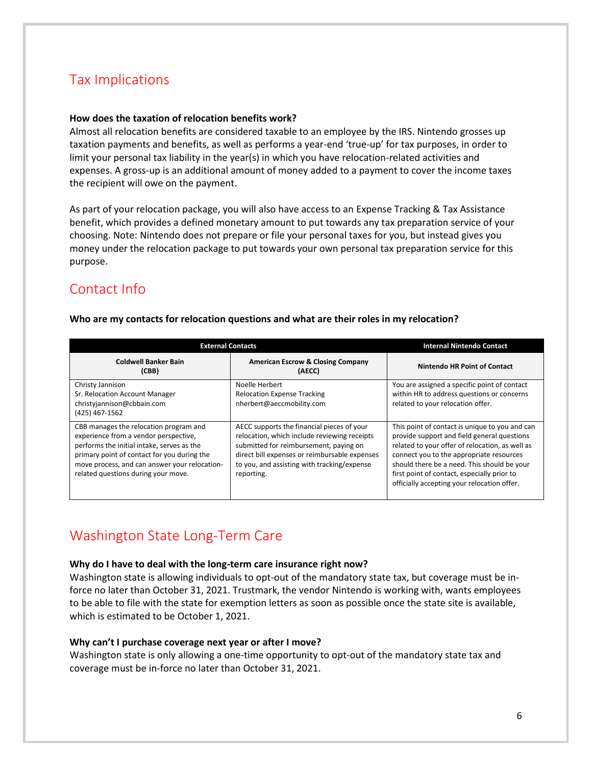## Tax Implications

**How does the taxation of relocation benefits work?**

Almost all relocation benefits are considered taxable to an employee by the IRS. Nintendo grosses up taxation payments and benefits, as well as performs a year-end 'true-up' for tax purposes, in order to limit your personal tax liability in the year(s) in which you have relocation-related activities and expenses. A gross-up is an additional amount of money added to a payment to cover the income taxes the recipient will owe on the payment.

As part of your relocation package, you will also have access to an Expense Tracking & Tax Assistance benefit, which provides a defined monetary amount to put towards any tax preparation service of your choosing. Note: Nintendo does not prepare or file your personal taxes for you, but instead gives you money under the relocation package to put towards your own personal tax preparation service for this purpose.

## Contact Info

**Who are my contacts for relocation questions and what are their roles in my relocation?**

| External Contacts | | Internal Nintendo Contact |
|---|---|---|
| **Coldwell Banker Bain (CBB)** | **American Escrow & Closing Company (AECC)** | **Nintendo HR Point of Contact** |
| Christy Jannison<br>Sr. Relocation Account Manager<br>christyjannison@cbbain.com<br>(425) 467-1562 | Noelle Herbert<br>Relocation Expense Tracking<br>nherbert@aeccmobility.com | You are assigned a specific point of contact within HR to address questions or concerns related to your relocation offer. |
| CBB manages the relocation program and experience from a vendor perspective, performs the initial intake, serves as the primary point of contact for you during the move process, and can answer your relocation-related questions during your move. | AECC supports the financial pieces of your relocation, which include reviewing receipts submitted for reimbursement, paying on direct bill expenses or reimbursable expenses to you, and assisting with tracking/expense reporting. | This point of contact is unique to you and can provide support and field general questions related to your offer of relocation, as well as connect you to the appropriate resources should there be a need. This should be your first point of contact, especially prior to officially accepting your relocation offer. |

## Washington State Long-Term Care

**Why do I have to deal with the long-term care insurance right now?**

Washington state is allowing individuals to opt-out of the mandatory state tax, but coverage must be in-force no later than October 31, 2021. Trustmark, the vendor Nintendo is working with, wants employees to be able to file with the state for exemption letters as soon as possible once the state site is available, which is estimated to be October 1, 2021.

**Why can't I purchase coverage next year or after I move?**

Washington state is only allowing a one-time opportunity to opt-out of the mandatory state tax and coverage must be in-force no later than October 31, 2021.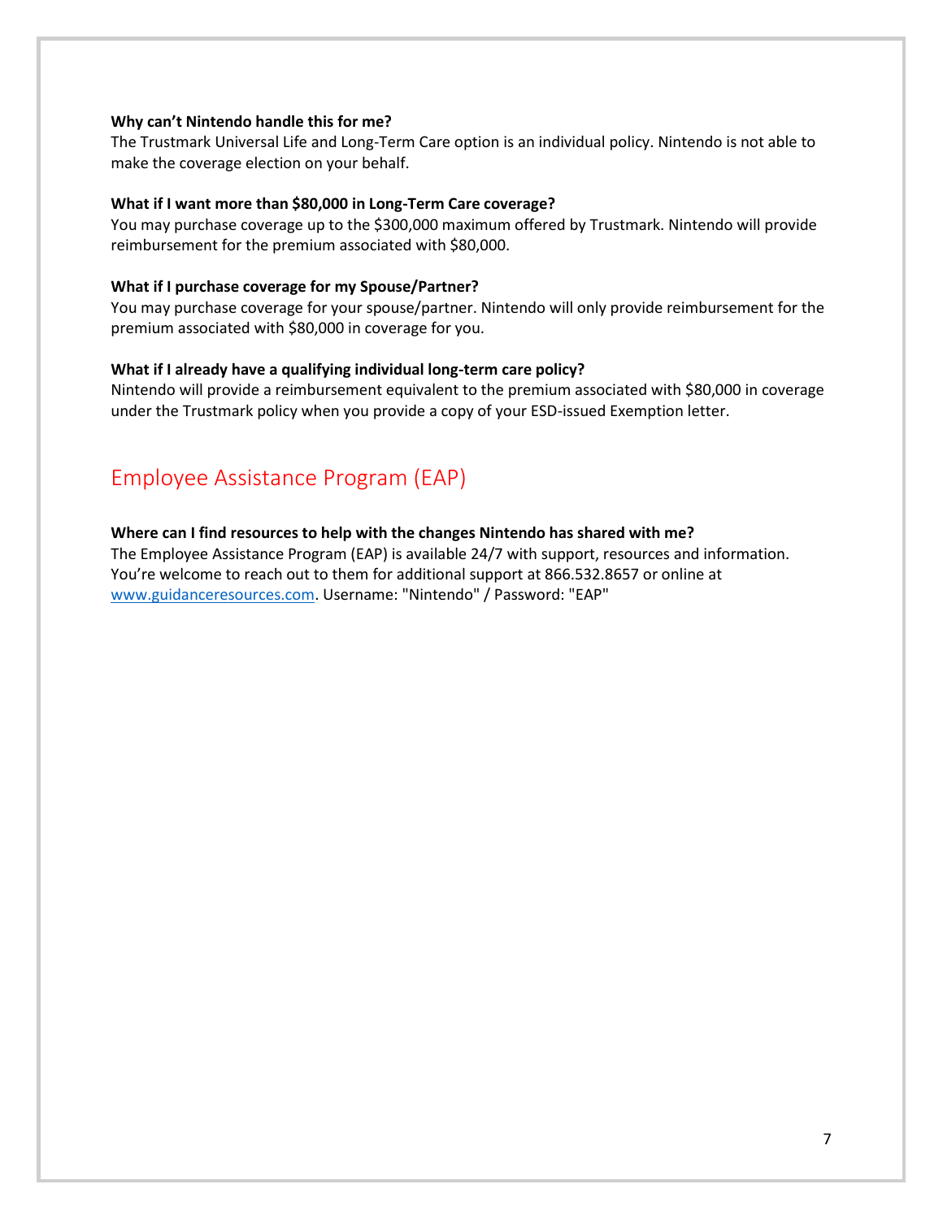**Why can't Nintendo handle this for me?**
The Trustmark Universal Life and Long-Term Care option is an individual policy. Nintendo is not able to make the coverage election on your behalf.

**What if I want more than $80,000 in Long-Term Care coverage?**
You may purchase coverage up to the $300,000 maximum offered by Trustmark. Nintendo will provide reimbursement for the premium associated with $80,000.

**What if I purchase coverage for my Spouse/Partner?**
You may purchase coverage for your spouse/partner. Nintendo will only provide reimbursement for the premium associated with $80,000 in coverage for you.

**What if I already have a qualifying individual long-term care policy?**
Nintendo will provide a reimbursement equivalent to the premium associated with $80,000 in coverage under the Trustmark policy when you provide a copy of your ESD-issued Exemption letter.

## Employee Assistance Program (EAP)

**Where can I find resources to help with the changes Nintendo has shared with me?**
The Employee Assistance Program (EAP) is available 24/7 with support, resources and information. You're welcome to reach out to them for additional support at 866.532.8657 or online at [www.guidanceresources.com](http://www.guidanceresources.com). Username: "Nintendo" / Password: "EAP"